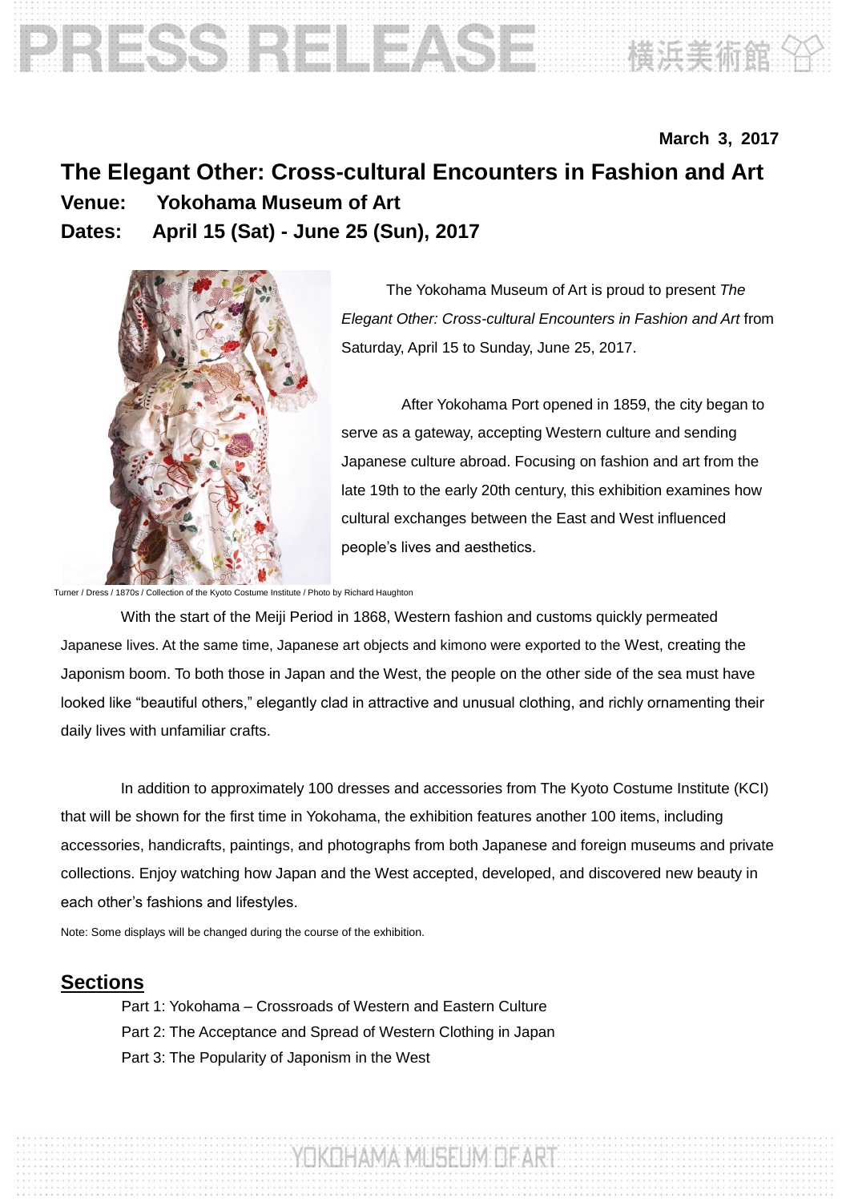March 3, 2017

# The Elegant Other: Cross-cultural Encounters in Fashion and Art

**Venue: Yokohama Museum of Art**

**Dates: April 15 (Sat) - June 25 (Sun), 2017**

Turner / Dress / 1870s / Collection of the Kyoto Costume Institute / Photo by Richard Haughton

The Yokohama Museum of Art is proud to present *The Elegant Other: Cross-cultural Encounters in Fashion and Art* from Saturday, April 15 to Sunday, June 25, 2017.

After Yokohama Port opened in 1859, the city began to serve as a gateway, accepting Western culture and sending Japanese culture abroad. Focusing on fashion and art from the late 19th to the early 20th century, this exhibition examines how cultural exchanges between the East and West influenced people's lives and aesthetics.

With the start of the Meiji Period in 1868, Western fashion and customs quickly permeated Japanese lives. At the same time, Japanese art objects and kimono were exported to the West, creating the Japonism boom. To both those in Japan and the West, the people on the other side of the sea must have looked like "beautiful others," elegantly clad in attractive and unusual clothing, and richly ornamenting their daily lives with unfamiliar crafts.

In addition to approximately 100 dresses and accessories from The Kyoto Costume Institute (KCI) that will be shown for the first time in Yokohama, the exhibition features another 100 items, including accessories, handicrafts, paintings, and photographs from both Japanese and foreign museums and private collections. Enjoy watching how Japan and the West accepted, developed, and discovered new beauty in each other's fashions and lifestyles.

Note: Some displays will be changed during the course of the exhibition.

## Sections

Part 1: Yokohama – Crossroads of Western and Eastern Culture
Part 2: The Acceptance and Spread of Western Clothing in Japan
Part 3: The Popularity of Japonism in the West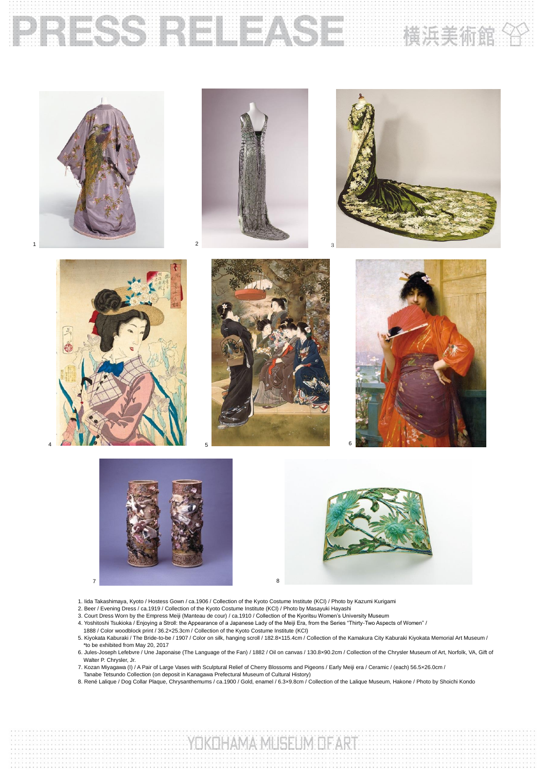1. Iida Takashimaya, Kyoto / Hostess Gown / ca.1906 / Collection of the Kyoto Costume Institute (KCI) / Photo by Kazumi Kurigami
2. Beer / Evening Dress / ca.1919 / Collection of the Kyoto Costume Institute (KCI) / Photo by Masayuki Hayashi
3. Court Dress Worn by the Empress Meiji (Manteau de cour) / ca.1910 / Collection of the Kyoritsu Women's University Museum
4. Yoshitoshi Tsukioka / Enjoying a Stroll: the Appearance of a Japanese Lady of the Meiji Era, from the Series "Thirty-Two Aspects of Women" / 1888 / Color woodblock print / 36.2×25.3cm / Collection of the Kyoto Costume Institute (KCI)
5. Kiyokata Kaburaki / The Bride-to-be / 1907 / Color on silk, hanging scroll / 182.8×115.4cm / Collection of the Kamakura City Kaburaki Kiyokata Memorial Art Museum / *to be exhibited from May 20, 2017
6. Jules-Joseph Lefebvre / Une Japonaise (The Language of the Fan) / 1882 / Oil on canvas / 130.8×90.2cm / Collection of the Chrysler Museum of Art, Norfolk, VA, Gift of Walter P. Chrysler, Jr.
7. Kozan Miyagawa (I) / A Pair of Large Vases with Sculptural Relief of Cherry Blossoms and Pigeons / Early Meiji era / Ceramic / (each) 56.5×26.0cm / Tanabe Tetsundo Collection (on deposit in Kanagawa Prefectural Museum of Cultural History)
8. René Lalique / Dog Collar Plaque, Chrysanthemums / ca.1900 / Gold, enamel / 6.3×9.8cm / Collection of the Lalique Museum, Hakone / Photo by Shoichi Kondo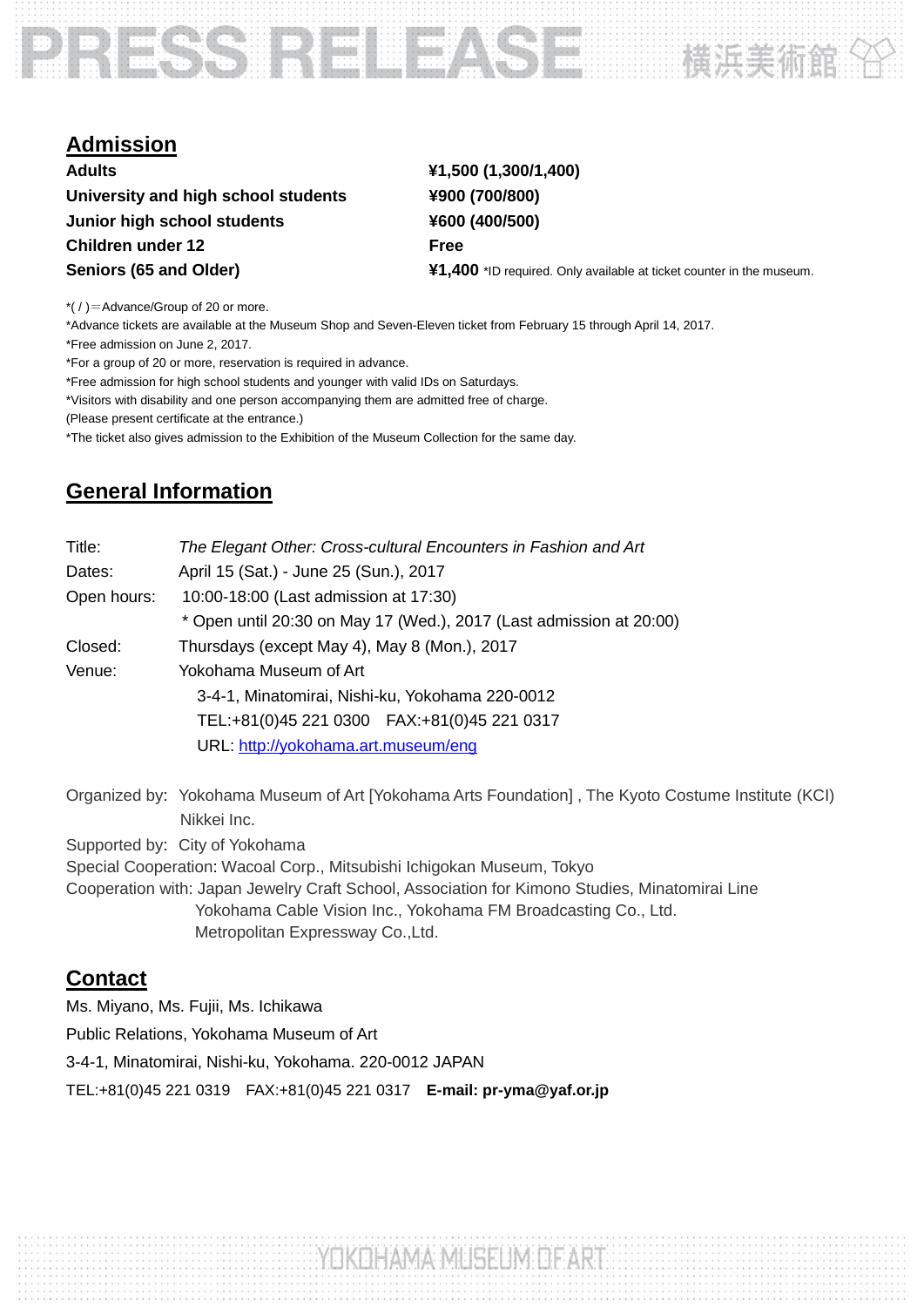## Admission

| | |
|---|---|
| **Adults** | **¥1,500 (1,300/1,400)** |
| **University and high school students** | **¥900 (700/800)** |
| **Junior high school students** | **¥600 (400/500)** |
| **Children under 12** | **Free** |
| **Seniors (65 and Older)** | **¥1,400** *ID required. Only available at ticket counter in the museum. |

*( / )＝Advance/Group of 20 or more.
*Advance tickets are available at the Museum Shop and Seven-Eleven ticket from February 15 through April 14, 2017.
*Free admission on June 2, 2017.
*For a group of 20 or more, reservation is required in advance.
*Free admission for high school students and younger with valid IDs on Saturdays.
*Visitors with disability and one person accompanying them are admitted free of charge.
(Please present certificate at the entrance.)
*The ticket also gives admission to the Exhibition of the Museum Collection for the same day.

## General Information

Title: *The Elegant Other: Cross-cultural Encounters in Fashion and Art*
Dates: April 15 (Sat.) - June 25 (Sun.), 2017
Open hours: 10:00-18:00 (Last admission at 17:30)
* Open until 20:30 on May 17 (Wed.), 2017 (Last admission at 20:00)
Closed: Thursdays (except May 4), May 8 (Mon.), 2017
Venue: Yokohama Museum of Art
3-4-1, Minatomirai, Nishi-ku, Yokohama 220-0012
TEL:+81(0)45 221 0300　FAX:+81(0)45 221 0317
URL: http://yokohama.art.museum/eng

Organized by: Yokohama Museum of Art [Yokohama Arts Foundation] , The Kyoto Costume Institute (KCI) Nikkei Inc.
Supported by: City of Yokohama
Special Cooperation: Wacoal Corp., Mitsubishi Ichigokan Museum, Tokyo
Cooperation with: Japan Jewelry Craft School, Association for Kimono Studies, Minatomirai Line Yokohama Cable Vision Inc., Yokohama FM Broadcasting Co., Ltd. Metropolitan Expressway Co.,Ltd.

## Contact

Ms. Miyano, Ms. Fujii, Ms. Ichikawa
Public Relations, Yokohama Museum of Art
3-4-1, Minatomirai, Nishi-ku, Yokohama. 220-0012 JAPAN
TEL:+81(0)45 221 0319　FAX:+81(0)45 221 0317　**E-mail: pr-yma@yaf.or.jp**